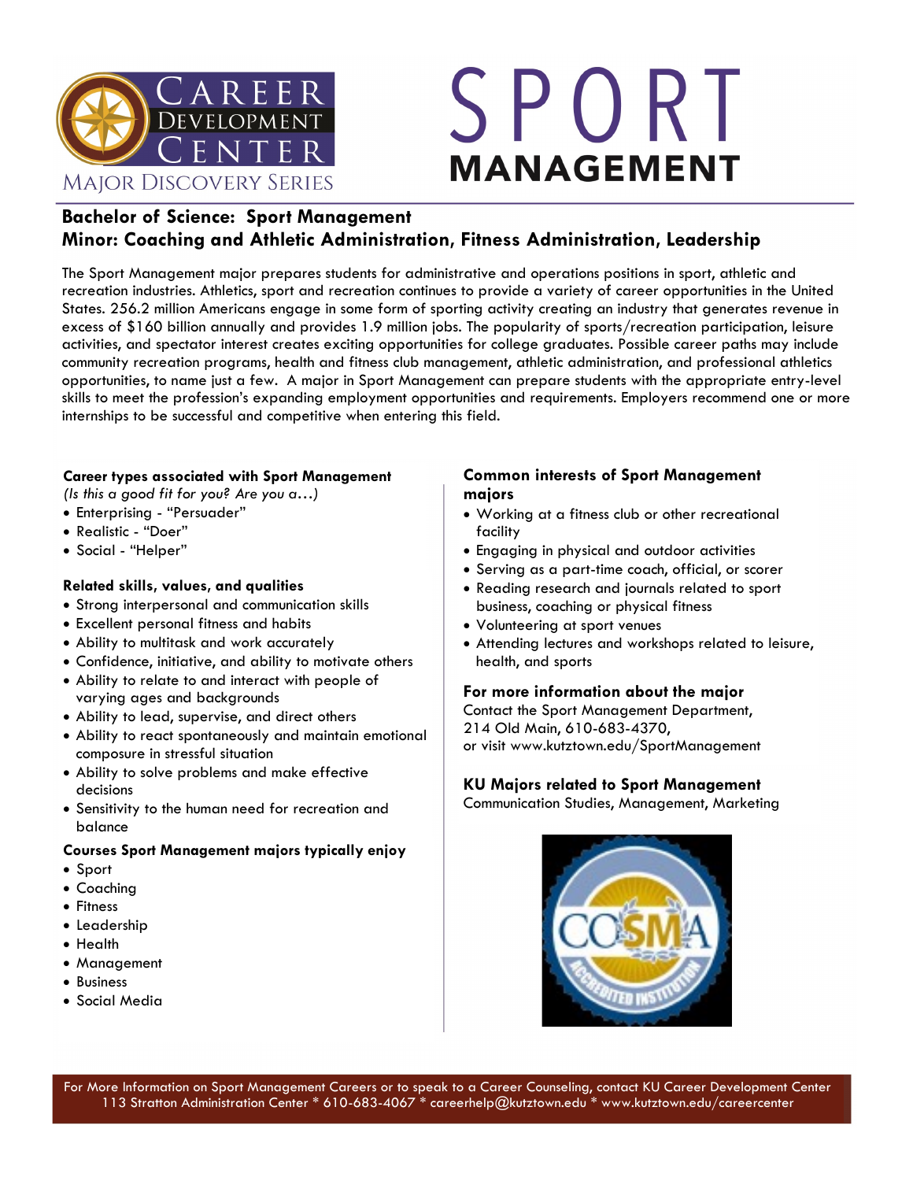Career Development Center

Major Discovery Series

# SPORT MANAGEMENT

## Bachelor of Science: Sport Management
## Minor: Coaching and Athletic Administration, Fitness Administration, Leadership

The Sport Management major prepares students for administrative and operations positions in sport, athletic and recreation industries. Athletics, sport and recreation continues to provide a variety of career opportunities in the United States. 256.2 million Americans engage in some form of sporting activity creating an industry that generates revenue in excess of $160 billion annually and provides 1.9 million jobs. The popularity of sports/recreation participation, leisure activities, and spectator interest creates exciting opportunities for college graduates. Possible career paths may include community recreation programs, health and fitness club management, athletic administration, and professional athletics opportunities, to name just a few. A major in Sport Management can prepare students with the appropriate entry-level skills to meet the profession's expanding employment opportunities and requirements. Employers recommend one or more internships to be successful and competitive when entering this field.

### Career types associated with Sport Management

*(Is this a good fit for you? Are you a…)*

- Enterprising - "Persuader"
- Realistic - "Doer"
- Social - "Helper"

### Related skills, values, and qualities

- Strong interpersonal and communication skills
- Excellent personal fitness and habits
- Ability to multitask and work accurately
- Confidence, initiative, and ability to motivate others
- Ability to relate to and interact with people of varying ages and backgrounds
- Ability to lead, supervise, and direct others
- Ability to react spontaneously and maintain emotional composure in stressful situation
- Ability to solve problems and make effective decisions
- Sensitivity to the human need for recreation and balance

### Courses Sport Management majors typically enjoy

- Sport
- Coaching
- Fitness
- Leadership
- Health
- Management
- Business
- Social Media

### Common interests of Sport Management majors

- Working at a fitness club or other recreational facility
- Engaging in physical and outdoor activities
- Serving as a part-time coach, official, or scorer
- Reading research and journals related to sport business, coaching or physical fitness
- Volunteering at sport venues
- Attending lectures and workshops related to leisure, health, and sports

### For more information about the major

Contact the Sport Management Department,
214 Old Main, 610-683-4370,
or visit www.kutztown.edu/SportManagement

### KU Majors related to Sport Management

Communication Studies, Management, Marketing

For More Information on Sport Management Careers or to speak to a Career Counseling, contact KU Career Development Center
113 Stratton Administration Center * 610-683-4067 * careerhelp@kutztown.edu * www.kutztown.edu/careercenter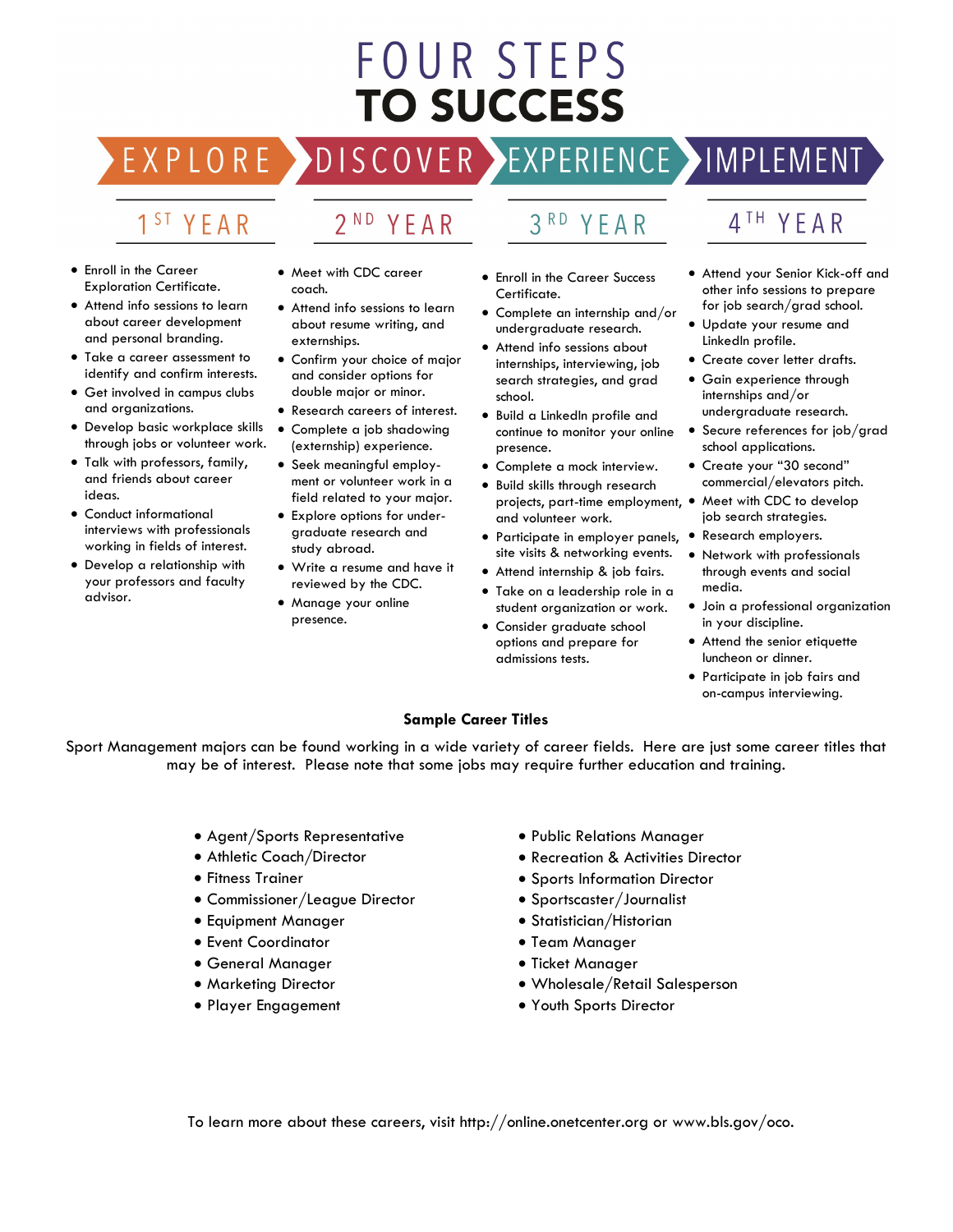# FOUR STEPS TO SUCCESS

## EXPLORE — 1ST YEAR

- Enroll in the Career Exploration Certificate.
- Attend info sessions to learn about career development and personal branding.
- Take a career assessment to identify and confirm interests.
- Get involved in campus clubs and organizations.
- Develop basic workplace skills through jobs or volunteer work.
- Talk with professors, family, and friends about career ideas.
- Conduct informational interviews with professionals working in fields of interest.
- Develop a relationship with your professors and faculty advisor.

## DISCOVER — 2ND YEAR

- Meet with CDC career coach.
- Attend info sessions to learn about resume writing, and externships.
- Confirm your choice of major and consider options for double major or minor.
- Research careers of interest.
- Complete a job shadowing (externship) experience.
- Seek meaningful employment or volunteer work in a field related to your major.
- Explore options for undergraduate research and study abroad.
- Write a resume and have it reviewed by the CDC.
- Manage your online presence.

## EXPERIENCE — 3RD YEAR

- Enroll in the Career Success Certificate.
- Complete an internship and/or undergraduate research.
- Attend info sessions about internships, interviewing, job search strategies, and grad school.
- Build a LinkedIn profile and continue to monitor your online presence.
- Complete a mock interview.
- Build skills through research projects, part-time employment, and volunteer work.
- Participate in employer panels, site visits & networking events.
- Attend internship & job fairs.
- Take on a leadership role in a student organization or work.
- Consider graduate school options and prepare for admissions tests.

## IMPLEMENT — 4TH YEAR

- Attend your Senior Kick-off and other info sessions to prepare for job search/grad school.
- Update your resume and LinkedIn profile.
- Create cover letter drafts.
- Gain experience through internships and/or undergraduate research.
- Secure references for job/grad school applications.
- Create your "30 second" commercial/elevators pitch.
- Meet with CDC to develop job search strategies.
- Research employers.
- Network with professionals through events and social media.
- Join a professional organization in your discipline.
- Attend the senior etiquette luncheon or dinner.
- Participate in job fairs and on-campus interviewing.

**Sample Career Titles**

Sport Management majors can be found working in a wide variety of career fields. Here are just some career titles that may be of interest. Please note that some jobs may require further education and training.

- Agent/Sports Representative
- Athletic Coach/Director
- Fitness Trainer
- Commissioner/League Director
- Equipment Manager
- Event Coordinator
- General Manager
- Marketing Director
- Player Engagement
- Public Relations Manager
- Recreation & Activities Director
- Sports Information Director
- Sportscaster/Journalist
- Statistician/Historian
- Team Manager
- Ticket Manager
- Wholesale/Retail Salesperson
- Youth Sports Director

To learn more about these careers, visit http://online.onetcenter.org or www.bls.gov/oco.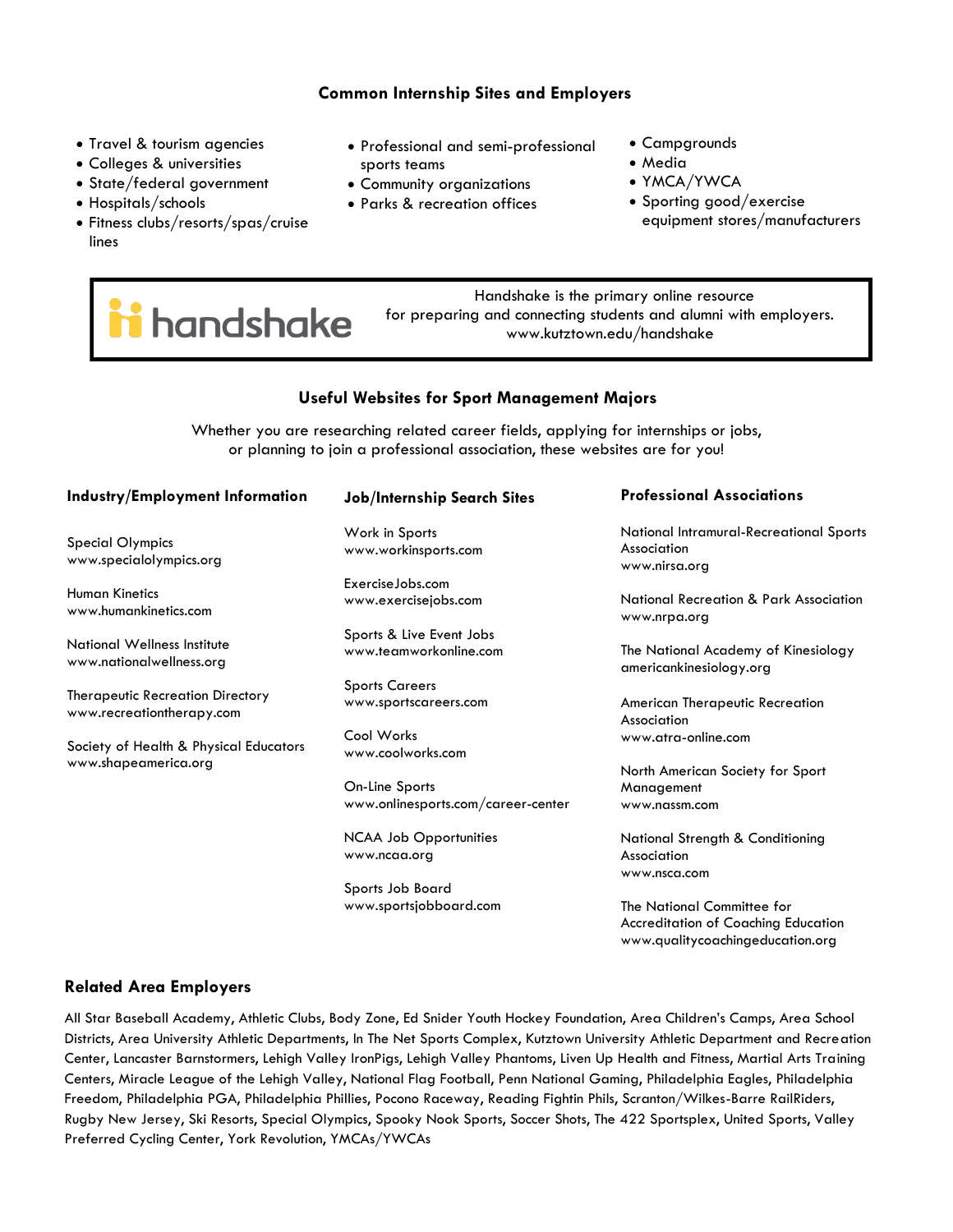### Common Internship Sites and Employers

- Travel & tourism agencies
- Colleges & universities
- State/federal government
- Hospitals/schools
- Fitness clubs/resorts/spas/cruise lines
- Professional and semi-professional sports teams
- Community organizations
- Parks & recreation offices
- Campgrounds
- Media
- YMCA/YWCA
- Sporting good/exercise equipment stores/manufacturers

**handshake**

Handshake is the primary online resource for preparing and connecting students and alumni with employers.
www.kutztown.edu/handshake

### Useful Websites for Sport Management Majors

Whether you are researching related career fields, applying for internships or jobs, or planning to join a professional association, these websites are for you!

#### Industry/Employment Information

Special Olympics
www.specialolympics.org

Human Kinetics
www.humankinetics.com

National Wellness Institute
www.nationalwellness.org

Therapeutic Recreation Directory
www.recreationtherapy.com

Society of Health & Physical Educators
www.shapeamerica.org

#### Job/Internship Search Sites

Work in Sports
www.workinsports.com

ExerciseJobs.com
www.exercisejobs.com

Sports & Live Event Jobs
www.teamworkonline.com

Sports Careers
www.sportscareers.com

Cool Works
www.coolworks.com

On-Line Sports
www.onlinesports.com/career-center

NCAA Job Opportunities
www.ncaa.org

Sports Job Board
www.sportsjobboard.com

#### Professional Associations

National Intramural-Recreational Sports Association
www.nirsa.org

National Recreation & Park Association
www.nrpa.org

The National Academy of Kinesiology
americankinesiology.org

American Therapeutic Recreation Association
www.atra-online.com

North American Society for Sport Management
www.nassm.com

National Strength & Conditioning Association
www.nsca.com

The National Committee for Accreditation of Coaching Education
www.qualitycoachingeducation.org

### Related Area Employers

All Star Baseball Academy, Athletic Clubs, Body Zone, Ed Snider Youth Hockey Foundation, Area Children's Camps, Area School Districts, Area University Athletic Departments, In The Net Sports Complex, Kutztown University Athletic Department and Recreation Center, Lancaster Barnstormers, Lehigh Valley IronPigs, Lehigh Valley Phantoms, Liven Up Health and Fitness, Martial Arts Training Centers, Miracle League of the Lehigh Valley, National Flag Football, Penn National Gaming, Philadelphia Eagles, Philadelphia Freedom, Philadelphia PGA, Philadelphia Phillies, Pocono Raceway, Reading Fightin Phils, Scranton/Wilkes-Barre RailRiders, Rugby New Jersey, Ski Resorts, Special Olympics, Spooky Nook Sports, Soccer Shots, The 422 Sportsplex, United Sports, Valley Preferred Cycling Center, York Revolution, YMCAs/YWCAs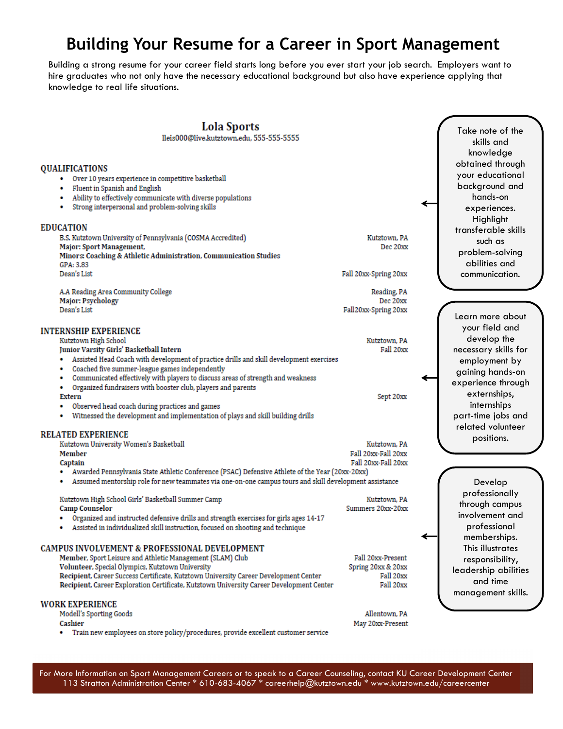# Building Your Resume for a Career in Sport Management

Building a strong resume for your career field starts long before you ever start your job search. Employers want to hire graduates who not only have the necessary educational background but also have experience applying that knowledge to real life situations.

## Lola Sports

lleis000@live.kutztown.edu, 555-555-5555

### QUALIFICATIONS

- Over 10 years experience in competitive basketball
- Fluent in Spanish and English
- Ability to effectively communicate with diverse populations
- Strong interpersonal and problem-solving skills

> Take note of the skills and knowledge obtained through your educational background and hands-on experiences. Highlight transferable skills such as problem-solving abilities and communication.

### EDUCATION

B.S. Kutztown University of Pennsylvania (COSMA Accredited) — Kutztown, PA
**Major: Sport Management,** — Dec 20xx
**Minors: Coaching & Athletic Administration, Communication Studies**
GPA: 3.83
Dean's List — Fall 20xx-Spring 20xx

A.A Reading Area Community College — Reading, PA
**Major: Psychology** — Dec 20xx
Dean's List — Fall20xx-Spring 20xx

### INTERNSHIP EXPERIENCE

Kutztown High School — Kutztown, PA
**Junior Varsity Girls' Basketball Intern** — Fall 20xx

- Assisted Head Coach with development of practice drills and skill development exercises
- Coached five summer-league games independently
- Communicated effectively with players to discuss areas of strength and weakness
- Organized fundraisers with booster club, players and parents

**Extern** — Sept 20xx

- Observed head coach during practices and games
- Witnessed the development and implementation of plays and skill building drills

> Learn more about your field and develop the necessary skills for employment by gaining hands-on experience through externships, internships part-time jobs and related volunteer positions.

### RELATED EXPERIENCE

Kutztown University Women's Basketball — Kutztown, PA
**Member** — Fall 20xx-Fall 20xx
**Captain** — Fall 20xx-Fall 20xx

- Awarded Pennsylvania State Athletic Conference (PSAC) Defensive Athlete of the Year (20xx-20xx)
- Assumed mentorship role for new teammates via one-on-one campus tours and skill development assistance

Kutztown High School Girls' Basketball Summer Camp — Kutztown, PA
**Camp Counselor** — Summers 20xx-20xx

- Organized and instructed defensive drills and strength exercises for girls ages 14-17
- Assisted in individualized skill instruction, focused on shooting and technique

### CAMPUS INVOLVEMENT & PROFESSIONAL DEVELOPMENT

**Member**, Sport Leisure and Athletic Management (SLAM) Club — Fall 20xx-Present
**Volunteer**, Special Olympics, Kutztown University — Spring 20xx & 20xx
**Recipient**, Career Success Certificate, Kutztown University Career Development Center — Fall 20xx
**Recipient**, Career Exploration Certificate, Kutztown University Career Development Center — Fall 20xx

> Develop professionally through campus involvement and professional memberships. This illustrates responsibility, leadership abilities and time management skills.

### WORK EXPERIENCE

Modell's Sporting Goods — Allentown, PA
**Cashier** — May 20xx-Present

- Train new employees on store policy/procedures, provide excellent customer service

For More Information on Sport Management Careers or to speak to a Career Counseling, contact KU Career Development Center
113 Stratton Administration Center * 610-683-4067 * careerhelp@kutztown.edu * www.kutztown.edu/careercenter